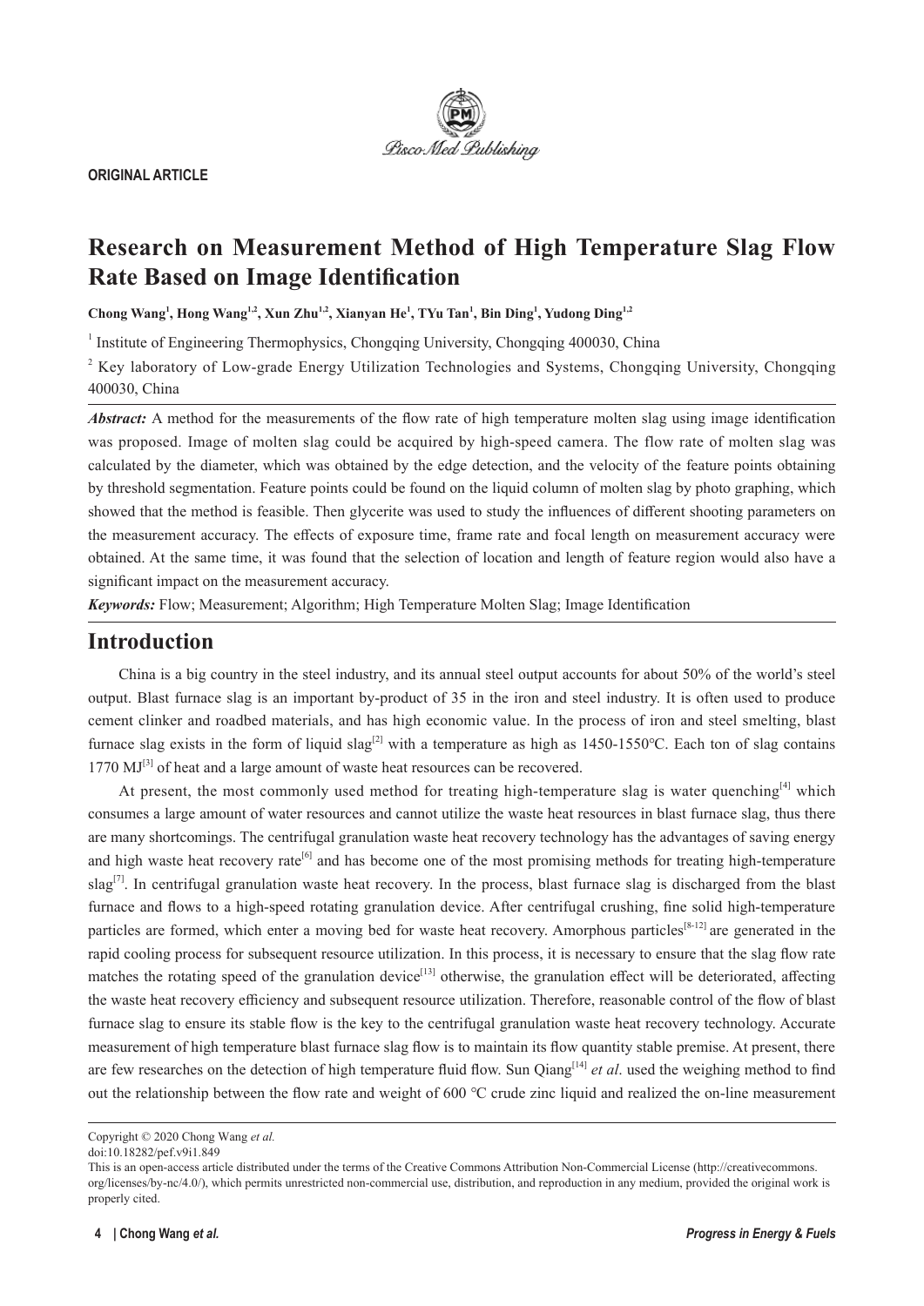**ORIGINAL ARTICLE**

# Research on Measurement Method of High Temperature Slag Flow Rate Based on Image Identification

**Chong Wang[1], Hong Wang[1,2], Xun Zhu[1,2], Xianyan He[1], TYu Tan[1], Bin Ding[1], Yudong Ding[1,2]**

[1] Institute of Engineering Thermophysics, Chongqing University, Chongqing 400030, China

[2] Key laboratory of Low-grade Energy Utilization Technologies and Systems, Chongqing University, Chongqing 400030, China

***Abstract:*** A method for the measurements of the flow rate of high temperature molten slag using image identification was proposed. Image of molten slag could be acquired by high-speed camera. The flow rate of molten slag was calculated by the diameter, which was obtained by the edge detection, and the velocity of the feature points obtaining by threshold segmentation. Feature points could be found on the liquid column of molten slag by photo graphing, which showed that the method is feasible. Then glycerite was used to study the influences of different shooting parameters on the measurement accuracy. The effects of exposure time, frame rate and focal length on measurement accuracy were obtained. At the same time, it was found that the selection of location and length of feature region would also have a significant impact on the measurement accuracy.

***Keywords:*** Flow; Measurement; Algorithm; High Temperature Molten Slag; Image Identification

## Introduction

China is a big country in the steel industry, and its annual steel output accounts for about 50% of the world's steel output. Blast furnace slag is an important by-product of 35 in the iron and steel industry. It is often used to produce cement clinker and roadbed materials, and has high economic value. In the process of iron and steel smelting, blast furnace slag exists in the form of liquid slag[2] with a temperature as high as 1450-1550℃. Each ton of slag contains 1770 MJ[3] of heat and a large amount of waste heat resources can be recovered.

At present, the most commonly used method for treating high-temperature slag is water quenching[4] which consumes a large amount of water resources and cannot utilize the waste heat resources in blast furnace slag, thus there are many shortcomings. The centrifugal granulation waste heat recovery technology has the advantages of saving energy and high waste heat recovery rate[6] and has become one of the most promising methods for treating high-temperature slag[7]. In centrifugal granulation waste heat recovery. In the process, blast furnace slag is discharged from the blast furnace and flows to a high-speed rotating granulation device. After centrifugal crushing, fine solid high-temperature particles are formed, which enter a moving bed for waste heat recovery. Amorphous particles[8-12] are generated in the rapid cooling process for subsequent resource utilization. In this process, it is necessary to ensure that the slag flow rate matches the rotating speed of the granulation device[13] otherwise, the granulation effect will be deteriorated, affecting the waste heat recovery efficiency and subsequent resource utilization. Therefore, reasonable control of the flow of blast furnace slag to ensure its stable flow is the key to the centrifugal granulation waste heat recovery technology. Accurate measurement of high temperature blast furnace slag flow is to maintain its flow quantity stable premise. At present, there are few researches on the detection of high temperature fluid flow. Sun Qiang[14] *et al*. used the weighing method to find out the relationship between the flow rate and weight of 600 ℃ crude zinc liquid and realized the on-line measurement

---

Copyright © 2020 Chong Wang *et al.*

doi:10.18282/pef.v9i1.849

This is an open-access article distributed under the terms of the Creative Commons Attribution Non-Commercial License (http://creativecommons.org/licenses/by-nc/4.0/), which permits unrestricted non-commercial use, distribution, and reproduction in any medium, provided the original work is properly cited.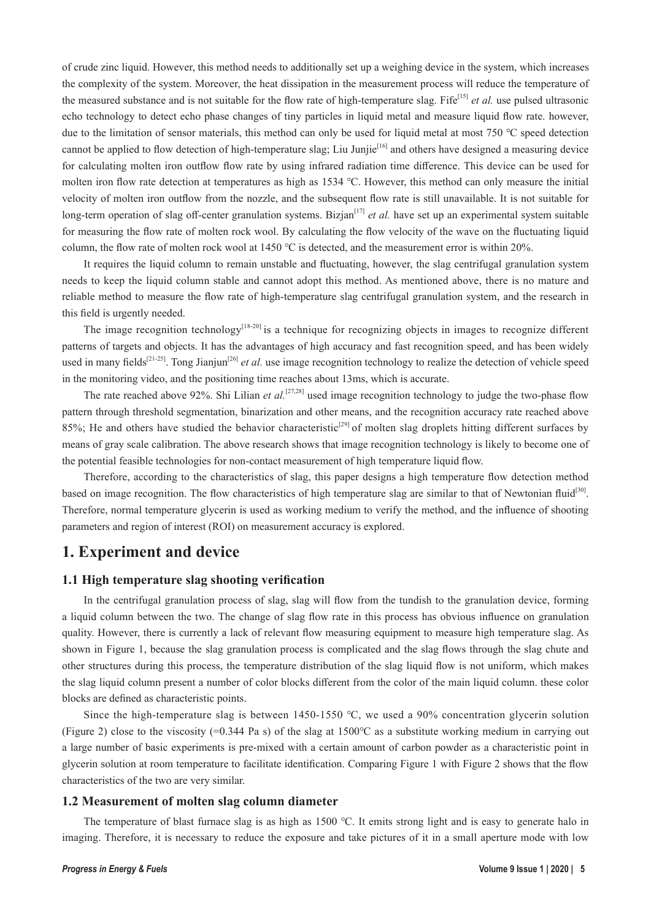of crude zinc liquid. However, this method needs to additionally set up a weighing device in the system, which increases the complexity of the system. Moreover, the heat dissipation in the measurement process will reduce the temperature of the measured substance and is not suitable for the flow rate of high-temperature slag. Fife[15] *et al.* use pulsed ultrasonic echo technology to detect echo phase changes of tiny particles in liquid metal and measure liquid flow rate. however, due to the limitation of sensor materials, this method can only be used for liquid metal at most 750 ℃ speed detection cannot be applied to flow detection of high-temperature slag; Liu Junjie[16] and others have designed a measuring device for calculating molten iron outflow flow rate by using infrared radiation time difference. This device can be used for molten iron flow rate detection at temperatures as high as 1534 ℃. However, this method can only measure the initial velocity of molten iron outflow from the nozzle, and the subsequent flow rate is still unavailable. It is not suitable for long-term operation of slag off-center granulation systems. Bizjan[17] *et al.* have set up an experimental system suitable for measuring the flow rate of molten rock wool. By calculating the flow velocity of the wave on the fluctuating liquid column, the flow rate of molten rock wool at 1450 ℃ is detected, and the measurement error is within 20%.

It requires the liquid column to remain unstable and fluctuating, however, the slag centrifugal granulation system needs to keep the liquid column stable and cannot adopt this method. As mentioned above, there is no mature and reliable method to measure the flow rate of high-temperature slag centrifugal granulation system, and the research in this field is urgently needed.

The image recognition technology[18-20] is a technique for recognizing objects in images to recognize different patterns of targets and objects. It has the advantages of high accuracy and fast recognition speed, and has been widely used in many fields[21-25]. Tong Jianjun[26] *et al.* use image recognition technology to realize the detection of vehicle speed in the monitoring video, and the positioning time reaches about 13ms, which is accurate.

The rate reached above 92%. Shi Lilian *et al.*[27,28] used image recognition technology to judge the two-phase flow pattern through threshold segmentation, binarization and other means, and the recognition accuracy rate reached above 85%; He and others have studied the behavior characteristic[29] of molten slag droplets hitting different surfaces by means of gray scale calibration. The above research shows that image recognition technology is likely to become one of the potential feasible technologies for non-contact measurement of high temperature liquid flow.

Therefore, according to the characteristics of slag, this paper designs a high temperature flow detection method based on image recognition. The flow characteristics of high temperature slag are similar to that of Newtonian fluid[30]. Therefore, normal temperature glycerin is used as working medium to verify the method, and the influence of shooting parameters and region of interest (ROI) on measurement accuracy is explored.

# 1. Experiment and device

## 1.1 High temperature slag shooting verification

In the centrifugal granulation process of slag, slag will flow from the tundish to the granulation device, forming a liquid column between the two. The change of slag flow rate in this process has obvious influence on granulation quality. However, there is currently a lack of relevant flow measuring equipment to measure high temperature slag. As shown in Figure 1, because the slag granulation process is complicated and the slag flows through the slag chute and other structures during this process, the temperature distribution of the slag liquid flow is not uniform, which makes the slag liquid column present a number of color blocks different from the color of the main liquid column. these color blocks are defined as characteristic points.

Since the high-temperature slag is between 1450-1550 ℃, we used a 90% concentration glycerin solution (Figure 2) close to the viscosity (=0.344 Pa s) of the slag at 1500℃ as a substitute working medium in carrying out a large number of basic experiments is pre-mixed with a certain amount of carbon powder as a characteristic point in glycerin solution at room temperature to facilitate identification. Comparing Figure 1 with Figure 2 shows that the flow characteristics of the two are very similar.

## 1.2 Measurement of molten slag column diameter

The temperature of blast furnace slag is as high as 1500 ℃. It emits strong light and is easy to generate halo in imaging. Therefore, it is necessary to reduce the exposure and take pictures of it in a small aperture mode with low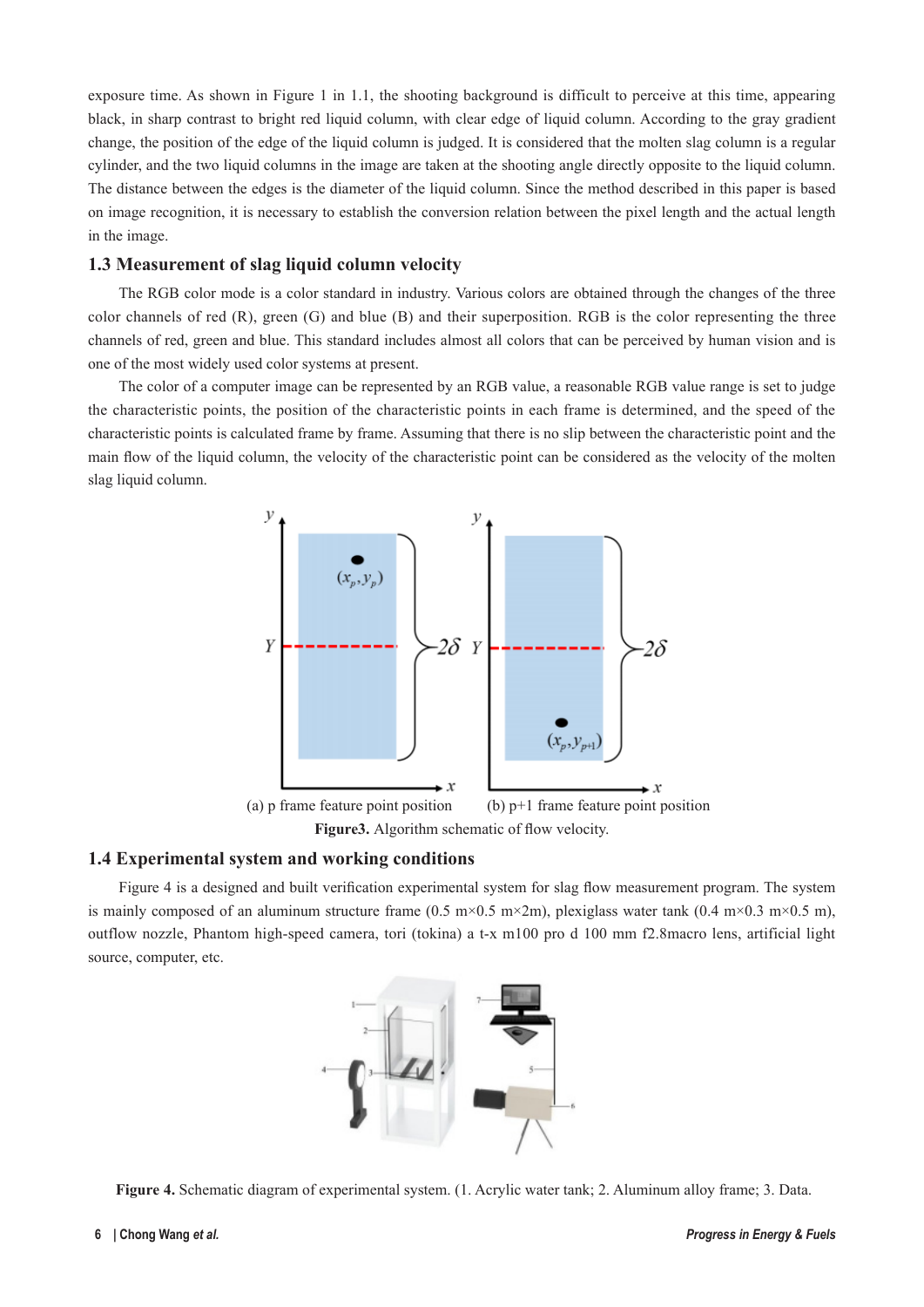exposure time. As shown in Figure 1 in 1.1, the shooting background is difficult to perceive at this time, appearing black, in sharp contrast to bright red liquid column, with clear edge of liquid column. According to the gray gradient change, the position of the edge of the liquid column is judged. It is considered that the molten slag column is a regular cylinder, and the two liquid columns in the image are taken at the shooting angle directly opposite to the liquid column. The distance between the edges is the diameter of the liquid column. Since the method described in this paper is based on image recognition, it is necessary to establish the conversion relation between the pixel length and the actual length in the image.

## 1.3 Measurement of slag liquid column velocity

The RGB color mode is a color standard in industry. Various colors are obtained through the changes of the three color channels of red (R), green (G) and blue (B) and their superposition. RGB is the color representing the three channels of red, green and blue. This standard includes almost all colors that can be perceived by human vision and is one of the most widely used color systems at present.

The color of a computer image can be represented by an RGB value, a reasonable RGB value range is set to judge the characteristic points, the position of the characteristic points in each frame is determined, and the speed of the characteristic points is calculated frame by frame. Assuming that there is no slip between the characteristic point and the main flow of the liquid column, the velocity of the characteristic point can be considered as the velocity of the molten slag liquid column.

(a) p frame feature point position (b) p+1 frame feature point position

**Figure3.** Algorithm schematic of flow velocity.

## 1.4 Experimental system and working conditions

Figure 4 is a designed and built verification experimental system for slag flow measurement program. The system is mainly composed of an aluminum structure frame (0.5 m×0.5 m×2m), plexiglass water tank (0.4 m×0.3 m×0.5 m), outflow nozzle, Phantom high-speed camera, tori (tokina) a t-x m100 pro d 100 mm f2.8macro lens, artificial light source, computer, etc.

**Figure 4.** Schematic diagram of experimental system. (1. Acrylic water tank; 2. Aluminum alloy frame; 3. Data.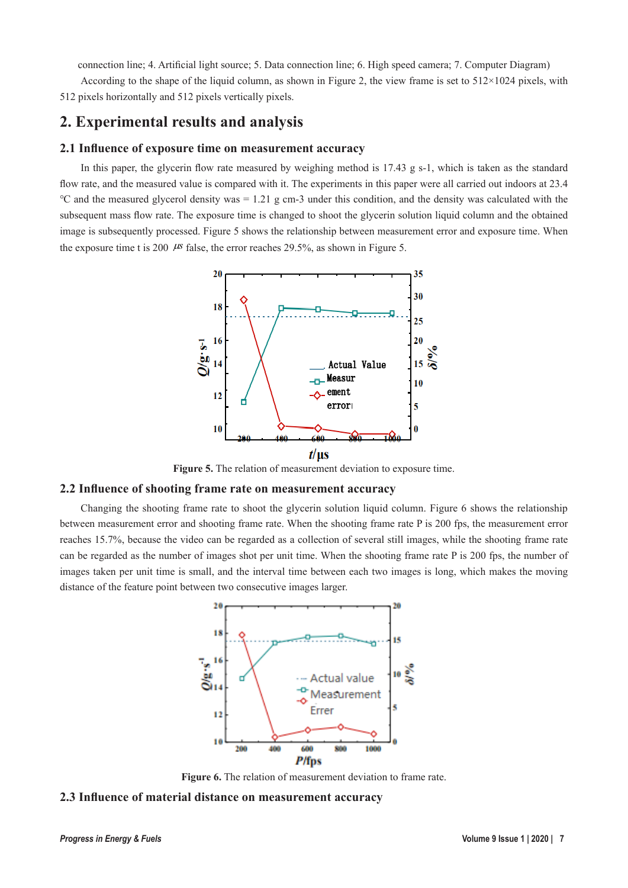connection line; 4. Artificial light source; 5. Data connection line; 6. High speed camera; 7. Computer Diagram)

According to the shape of the liquid column, as shown in Figure 2, the view frame is set to 512×1024 pixels, with 512 pixels horizontally and 512 pixels vertically pixels.

## 2. Experimental results and analysis

### 2.1 Influence of exposure time on measurement accuracy

In this paper, the glycerin flow rate measured by weighing method is 17.43 g s-1, which is taken as the standard flow rate, and the measured value is compared with it. The experiments in this paper were all carried out indoors at 23.4 °C and the measured glycerol density was = 1.21 g cm-3 under this condition, and the density was calculated with the subsequent mass flow rate. The exposure time is changed to shoot the glycerin solution liquid column and the obtained image is subsequently processed. Figure 5 shows the relationship between measurement error and exposure time. When the exposure time t is 200 $\mu s$ false, the error reaches 29.5%, as shown in Figure 5.

**Figure 5.** The relation of measurement deviation to exposure time.

### 2.2 Influence of shooting frame rate on measurement accuracy

Changing the shooting frame rate to shoot the glycerin solution liquid column. Figure 6 shows the relationship between measurement error and shooting frame rate. When the shooting frame rate P is 200 fps, the measurement error reaches 15.7%, because the video can be regarded as a collection of several still images, while the shooting frame rate can be regarded as the number of images shot per unit time. When the shooting frame rate P is 200 fps, the number of images taken per unit time is small, and the interval time between each two images is long, which makes the moving distance of the feature point between two consecutive images larger.

**Figure 6.** The relation of measurement deviation to frame rate.

### 2.3 Influence of material distance on measurement accuracy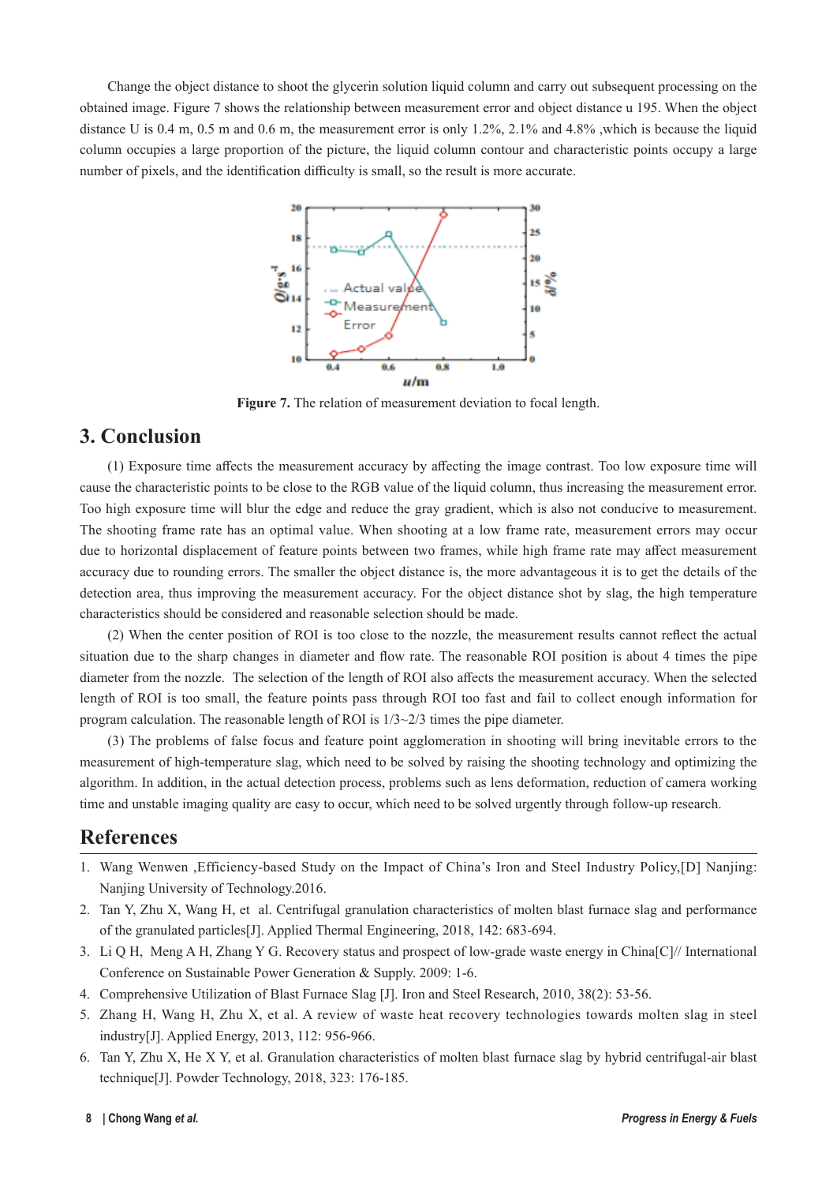Change the object distance to shoot the glycerin solution liquid column and carry out subsequent processing on the obtained image. Figure 7 shows the relationship between measurement error and object distance u 195. When the object distance U is 0.4 m, 0.5 m and 0.6 m, the measurement error is only 1.2%, 2.1% and 4.8% ,which is because the liquid column occupies a large proportion of the picture, the liquid column contour and characteristic points occupy a large number of pixels, and the identification difficulty is small, so the result is more accurate.

**Figure 7.** The relation of measurement deviation to focal length.

## 3. Conclusion

(1) Exposure time affects the measurement accuracy by affecting the image contrast. Too low exposure time will cause the characteristic points to be close to the RGB value of the liquid column, thus increasing the measurement error. Too high exposure time will blur the edge and reduce the gray gradient, which is also not conducive to measurement. The shooting frame rate has an optimal value. When shooting at a low frame rate, measurement errors may occur due to horizontal displacement of feature points between two frames, while high frame rate may affect measurement accuracy due to rounding errors. The smaller the object distance is, the more advantageous it is to get the details of the detection area, thus improving the measurement accuracy. For the object distance shot by slag, the high temperature characteristics should be considered and reasonable selection should be made.

(2) When the center position of ROI is too close to the nozzle, the measurement results cannot reflect the actual situation due to the sharp changes in diameter and flow rate. The reasonable ROI position is about 4 times the pipe diameter from the nozzle. The selection of the length of ROI also affects the measurement accuracy. When the selected length of ROI is too small, the feature points pass through ROI too fast and fail to collect enough information for program calculation. The reasonable length of ROI is 1/3~2/3 times the pipe diameter.

(3) The problems of false focus and feature point agglomeration in shooting will bring inevitable errors to the measurement of high-temperature slag, which need to be solved by raising the shooting technology and optimizing the algorithm. In addition, in the actual detection process, problems such as lens deformation, reduction of camera working time and unstable imaging quality are easy to occur, which need to be solved urgently through follow-up research.

## References

1. Wang Wenwen ,Efficiency-based Study on the Impact of China's Iron and Steel Industry Policy,[D] Nanjing: Nanjing University of Technology.2016.
2. Tan Y, Zhu X, Wang H, et al. Centrifugal granulation characteristics of molten blast furnace slag and performance of the granulated particles[J]. Applied Thermal Engineering, 2018, 142: 683-694.
3. Li Q H, Meng A H, Zhang Y G. Recovery status and prospect of low-grade waste energy in China[C]// International Conference on Sustainable Power Generation & Supply. 2009: 1-6.
4. Comprehensive Utilization of Blast Furnace Slag [J]. Iron and Steel Research, 2010, 38(2): 53-56.
5. Zhang H, Wang H, Zhu X, et al. A review of waste heat recovery technologies towards molten slag in steel industry[J]. Applied Energy, 2013, 112: 956-966.
6. Tan Y, Zhu X, He X Y, et al. Granulation characteristics of molten blast furnace slag by hybrid centrifugal-air blast technique[J]. Powder Technology, 2018, 323: 176-185.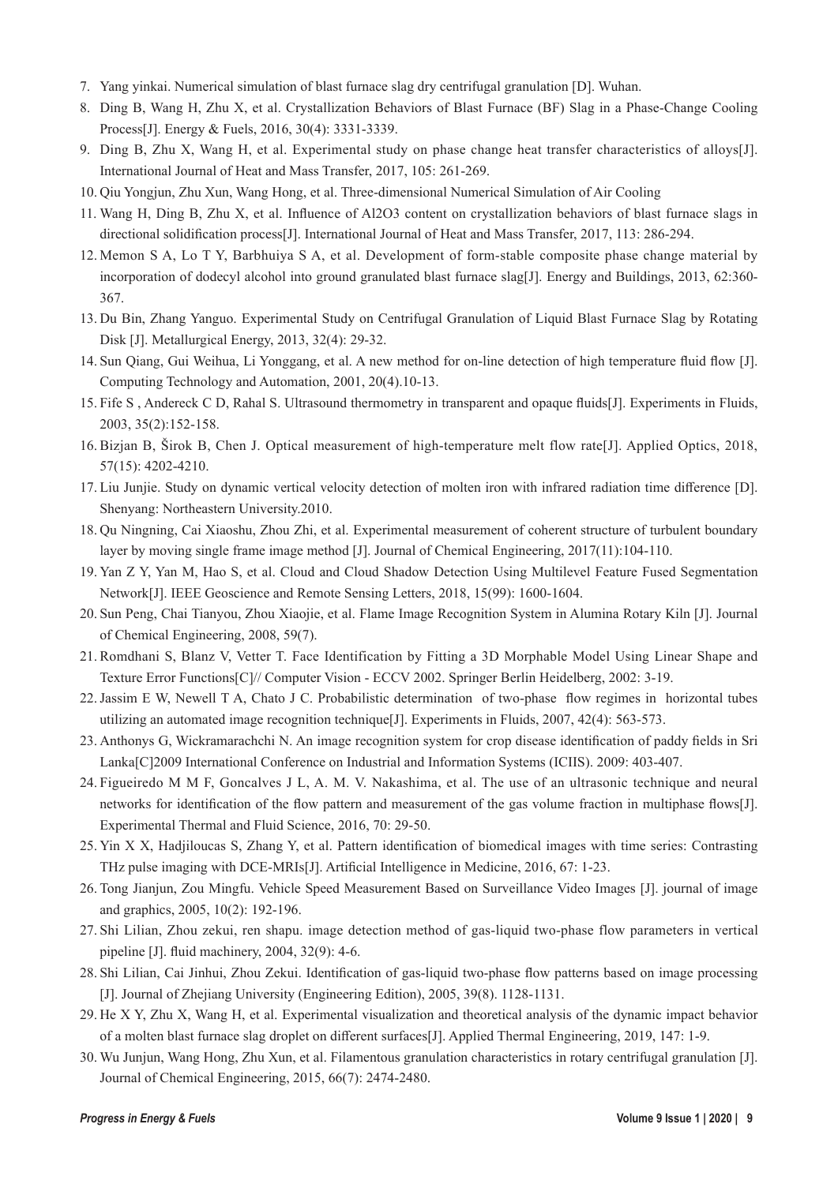7. Yang yinkai. Numerical simulation of blast furnace slag dry centrifugal granulation [D]. Wuhan.
8. Ding B, Wang H, Zhu X, et al. Crystallization Behaviors of Blast Furnace (BF) Slag in a Phase-Change Cooling Process[J]. Energy & Fuels, 2016, 30(4): 3331-3339.
9. Ding B, Zhu X, Wang H, et al. Experimental study on phase change heat transfer characteristics of alloys[J]. International Journal of Heat and Mass Transfer, 2017, 105: 261-269.
10. Qiu Yongjun, Zhu Xun, Wang Hong, et al. Three-dimensional Numerical Simulation of Air Cooling
11. Wang H, Ding B, Zhu X, et al. Influence of Al2O3 content on crystallization behaviors of blast furnace slags in directional solidification process[J]. International Journal of Heat and Mass Transfer, 2017, 113: 286-294.
12. Memon S A, Lo T Y, Barbhuiya S A, et al. Development of form-stable composite phase change material by incorporation of dodecyl alcohol into ground granulated blast furnace slag[J]. Energy and Buildings, 2013, 62:360-367.
13. Du Bin, Zhang Yanguo. Experimental Study on Centrifugal Granulation of Liquid Blast Furnace Slag by Rotating Disk [J]. Metallurgical Energy, 2013, 32(4): 29-32.
14. Sun Qiang, Gui Weihua, Li Yonggang, et al. A new method for on-line detection of high temperature fluid flow [J]. Computing Technology and Automation, 2001, 20(4).10-13.
15. Fife S , Andereck C D, Rahal S. Ultrasound thermometry in transparent and opaque fluids[J]. Experiments in Fluids, 2003, 35(2):152-158.
16. Bizjan B, Širok B, Chen J. Optical measurement of high-temperature melt flow rate[J]. Applied Optics, 2018, 57(15): 4202-4210.
17. Liu Junjie. Study on dynamic vertical velocity detection of molten iron with infrared radiation time difference [D]. Shenyang: Northeastern University.2010.
18. Qu Ningning, Cai Xiaoshu, Zhou Zhi, et al. Experimental measurement of coherent structure of turbulent boundary layer by moving single frame image method [J]. Journal of Chemical Engineering, 2017(11):104-110.
19. Yan Z Y, Yan M, Hao S, et al. Cloud and Cloud Shadow Detection Using Multilevel Feature Fused Segmentation Network[J]. IEEE Geoscience and Remote Sensing Letters, 2018, 15(99): 1600-1604.
20. Sun Peng, Chai Tianyou, Zhou Xiaojie, et al. Flame Image Recognition System in Alumina Rotary Kiln [J]. Journal of Chemical Engineering, 2008, 59(7).
21. Romdhani S, Blanz V, Vetter T. Face Identification by Fitting a 3D Morphable Model Using Linear Shape and Texture Error Functions[C]// Computer Vision - ECCV 2002. Springer Berlin Heidelberg, 2002: 3-19.
22. Jassim E W, Newell T A, Chato J C. Probabilistic determination of two-phase flow regimes in horizontal tubes utilizing an automated image recognition technique[J]. Experiments in Fluids, 2007, 42(4): 563-573.
23. Anthonys G, Wickramarachchi N. An image recognition system for crop disease identification of paddy fields in Sri Lanka[C]2009 International Conference on Industrial and Information Systems (ICIIS). 2009: 403-407.
24. Figueiredo M M F, Goncalves J L, A. M. V. Nakashima, et al. The use of an ultrasonic technique and neural networks for identification of the flow pattern and measurement of the gas volume fraction in multiphase flows[J]. Experimental Thermal and Fluid Science, 2016, 70: 29-50.
25. Yin X X, Hadjiloucas S, Zhang Y, et al. Pattern identification of biomedical images with time series: Contrasting THz pulse imaging with DCE-MRIs[J]. Artificial Intelligence in Medicine, 2016, 67: 1-23.
26. Tong Jianjun, Zou Mingfu. Vehicle Speed Measurement Based on Surveillance Video Images [J]. journal of image and graphics, 2005, 10(2): 192-196.
27. Shi Lilian, Zhou zekui, ren shapu. image detection method of gas-liquid two-phase flow parameters in vertical pipeline [J]. fluid machinery, 2004, 32(9): 4-6.
28. Shi Lilian, Cai Jinhui, Zhou Zekui. Identification of gas-liquid two-phase flow patterns based on image processing [J]. Journal of Zhejiang University (Engineering Edition), 2005, 39(8). 1128-1131.
29. He X Y, Zhu X, Wang H, et al. Experimental visualization and theoretical analysis of the dynamic impact behavior of a molten blast furnace slag droplet on different surfaces[J]. Applied Thermal Engineering, 2019, 147: 1-9.
30. Wu Junjun, Wang Hong, Zhu Xun, et al. Filamentous granulation characteristics in rotary centrifugal granulation [J]. Journal of Chemical Engineering, 2015, 66(7): 2474-2480.